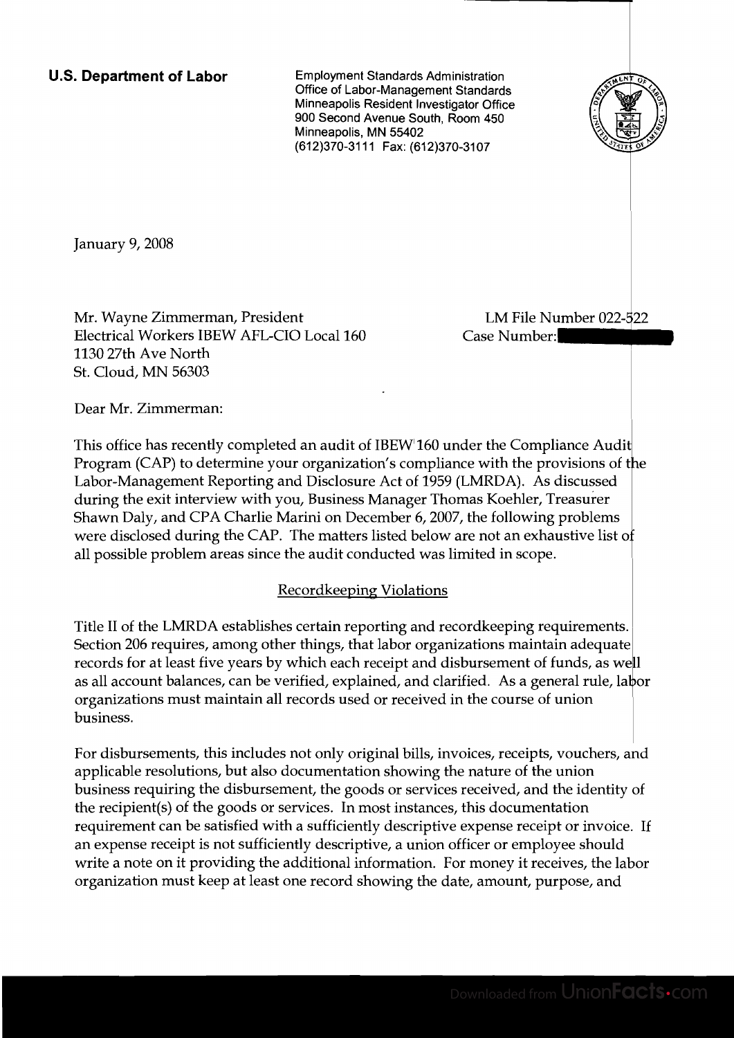**U.S. Department of Labor**

Employment Standards Administration
Office of Labor-Management Standards
Minneapolis Resident Investigator Office
900 Second Avenue South, Room 450
Minneapolis, MN 55402
(612)370-3111 Fax: (612)370-3107

January 9, 2008

Mr. Wayne Zimmerman, President
Electrical Workers IBEW AFL-CIO Local 160
1130 27th Ave North
St. Cloud, MN 56303

LM File Number 022-522
Case Number:

Dear Mr. Zimmerman:

This office has recently completed an audit of IBEW 160 under the Compliance Audit Program (CAP) to determine your organization's compliance with the provisions of the Labor-Management Reporting and Disclosure Act of 1959 (LMRDA). As discussed during the exit interview with you, Business Manager Thomas Koehler, Treasurer Shawn Daly, and CPA Charlie Marini on December 6, 2007, the following problems were disclosed during the CAP. The matters listed below are not an exhaustive list of all possible problem areas since the audit conducted was limited in scope.

## Recordkeeping Violations

Title II of the LMRDA establishes certain reporting and recordkeeping requirements. Section 206 requires, among other things, that labor organizations maintain adequate records for at least five years by which each receipt and disbursement of funds, as well as all account balances, can be verified, explained, and clarified. As a general rule, labor organizations must maintain all records used or received in the course of union business.

For disbursements, this includes not only original bills, invoices, receipts, vouchers, and applicable resolutions, but also documentation showing the nature of the union business requiring the disbursement, the goods or services received, and the identity of the recipient(s) of the goods or services. In most instances, this documentation requirement can be satisfied with a sufficiently descriptive expense receipt or invoice. If an expense receipt is not sufficiently descriptive, a union officer or employee should write a note on it providing the additional information. For money it receives, the labor organization must keep at least one record showing the date, amount, purpose, and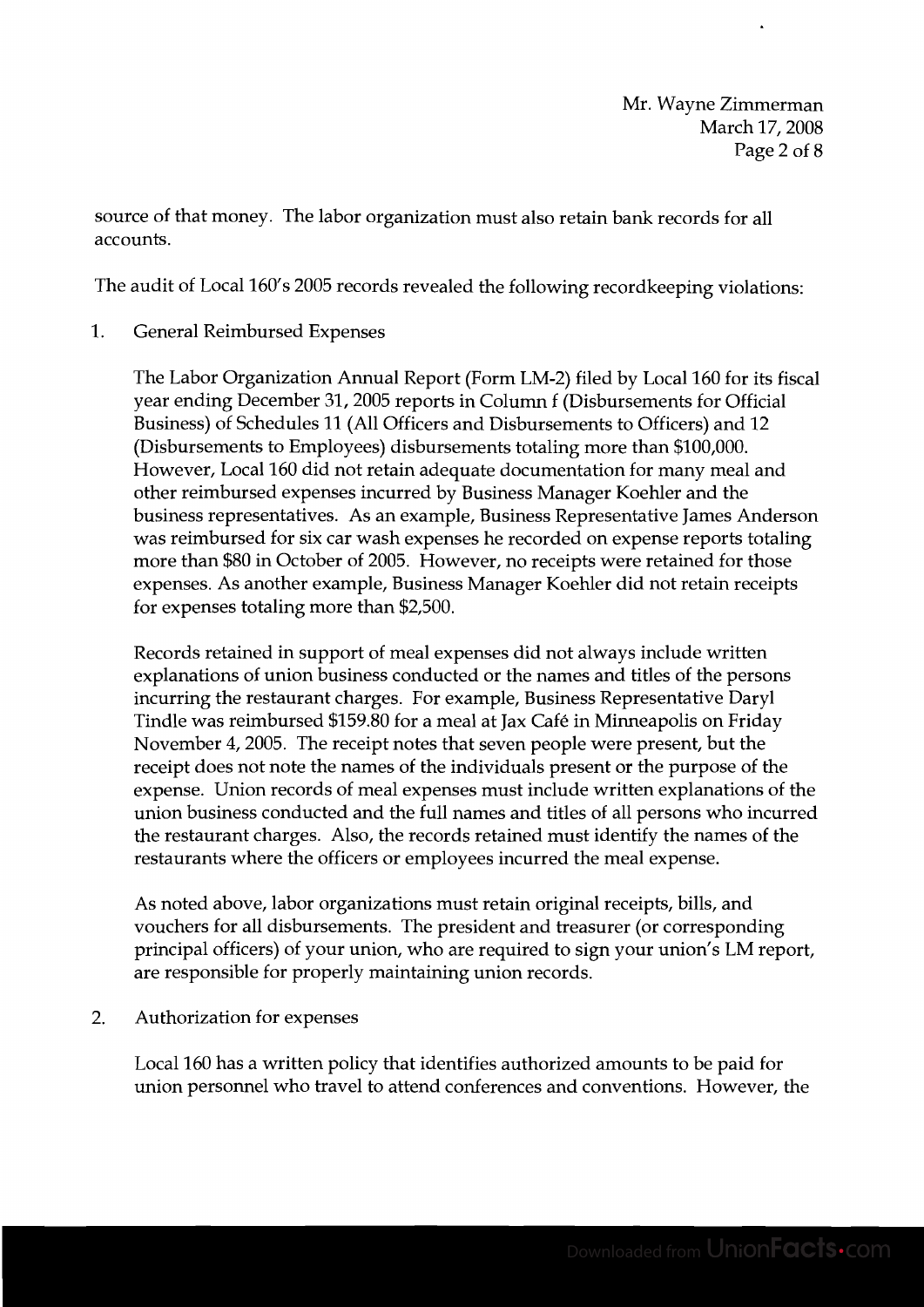source of that money. The labor organization must also retain bank records for all accounts.

The audit of Local 160's 2005 records revealed the following recordkeeping violations:

1. General Reimbursed Expenses

   The Labor Organization Annual Report (Form LM-2) filed by Local 160 for its fiscal year ending December 31, 2005 reports in Column f (Disbursements for Official Business) of Schedules 11 (All Officers and Disbursements to Officers) and 12 (Disbursements to Employees) disbursements totaling more than $100,000. However, Local 160 did not retain adequate documentation for many meal and other reimbursed expenses incurred by Business Manager Koehler and the business representatives. As an example, Business Representative James Anderson was reimbursed for six car wash expenses he recorded on expense reports totaling more than $80 in October of 2005. However, no receipts were retained for those expenses. As another example, Business Manager Koehler did not retain receipts for expenses totaling more than $2,500.

   Records retained in support of meal expenses did not always include written explanations of union business conducted or the names and titles of the persons incurring the restaurant charges. For example, Business Representative Daryl Tindle was reimbursed $159.80 for a meal at Jax Café in Minneapolis on Friday November 4, 2005. The receipt notes that seven people were present, but the receipt does not note the names of the individuals present or the purpose of the expense. Union records of meal expenses must include written explanations of the union business conducted and the full names and titles of all persons who incurred the restaurant charges. Also, the records retained must identify the names of the restaurants where the officers or employees incurred the meal expense.

   As noted above, labor organizations must retain original receipts, bills, and vouchers for all disbursements. The president and treasurer (or corresponding principal officers) of your union, who are required to sign your union's LM report, are responsible for properly maintaining union records.

2. Authorization for expenses

   Local 160 has a written policy that identifies authorized amounts to be paid for union personnel who travel to attend conferences and conventions. However, the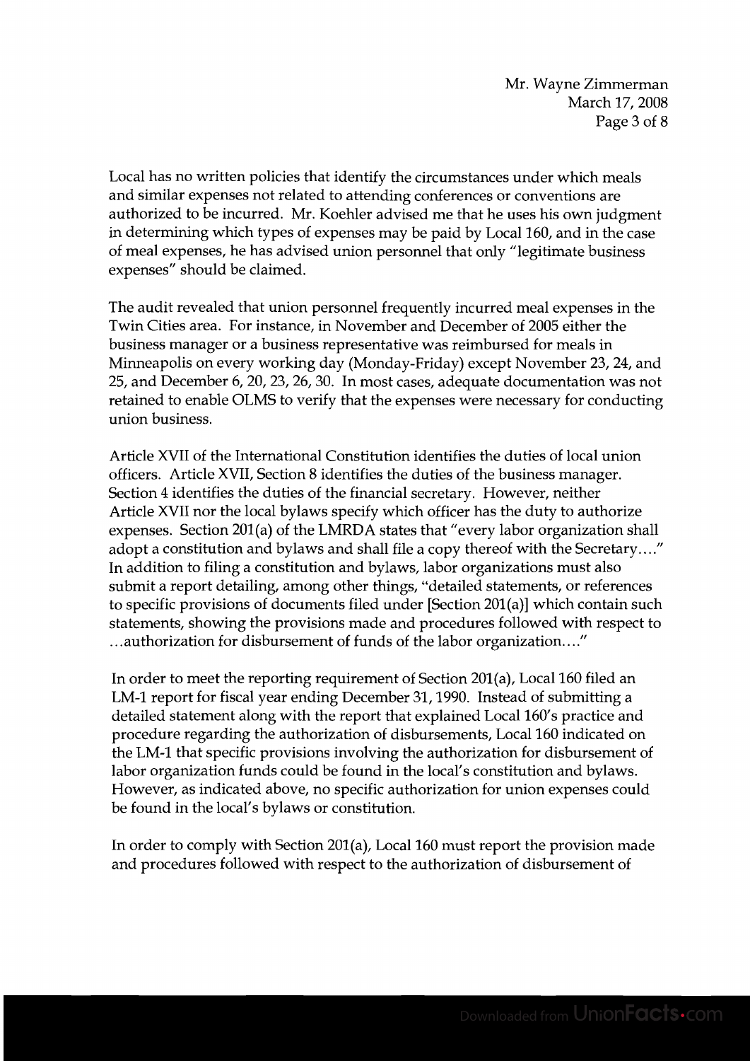Local has no written policies that identify the circumstances under which meals and similar expenses not related to attending conferences or conventions are authorized to be incurred. Mr. Koehler advised me that he uses his own judgment in determining which types of expenses may be paid by Local 160, and in the case of meal expenses, he has advised union personnel that only "legitimate business expenses" should be claimed.

The audit revealed that union personnel frequently incurred meal expenses in the Twin Cities area. For instance, in November and December of 2005 either the business manager or a business representative was reimbursed for meals in Minneapolis on every working day (Monday-Friday) except November 23, 24, and 25, and December 6, 20, 23, 26, 30. In most cases, adequate documentation was not retained to enable OLMS to verify that the expenses were necessary for conducting union business.

Article XVII of the International Constitution identifies the duties of local union officers. Article XVII, Section 8 identifies the duties of the business manager. Section 4 identifies the duties of the financial secretary. However, neither Article XVII nor the local bylaws specify which officer has the duty to authorize expenses. Section 201(a) of the LMRDA states that "every labor organization shall adopt a constitution and bylaws and shall file a copy thereof with the Secretary...." In addition to filing a constitution and bylaws, labor organizations must also submit a report detailing, among other things, "detailed statements, or references to specific provisions of documents filed under [Section 201(a)] which contain such statements, showing the provisions made and procedures followed with respect to ...authorization for disbursement of funds of the labor organization...."

In order to meet the reporting requirement of Section 201(a), Local 160 filed an LM-1 report for fiscal year ending December 31, 1990. Instead of submitting a detailed statement along with the report that explained Local 160's practice and procedure regarding the authorization of disbursements, Local 160 indicated on the LM-1 that specific provisions involving the authorization for disbursement of labor organization funds could be found in the local's constitution and bylaws. However, as indicated above, no specific authorization for union expenses could be found in the local's bylaws or constitution.

In order to comply with Section 201(a), Local 160 must report the provision made and procedures followed with respect to the authorization of disbursement of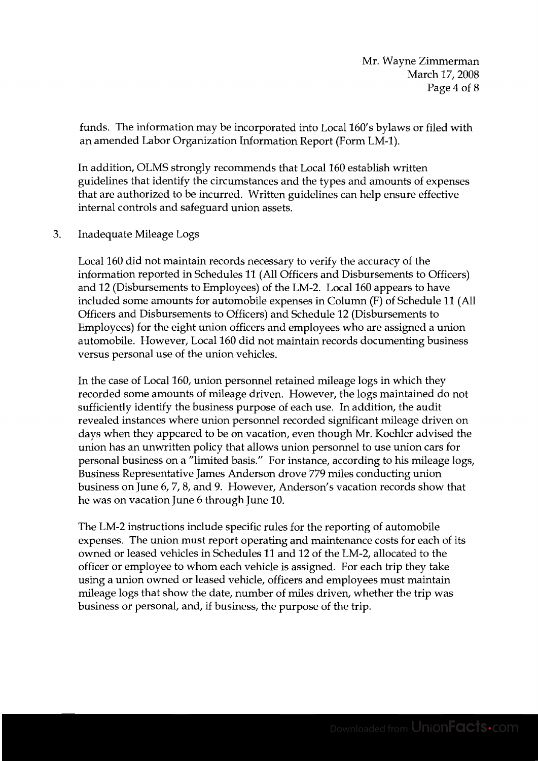funds. The information may be incorporated into Local 160's bylaws or filed with an amended Labor Organization Information Report (Form LM-1).

In addition, OLMS strongly recommends that Local 160 establish written guidelines that identify the circumstances and the types and amounts of expenses that are authorized to be incurred. Written guidelines can help ensure effective internal controls and safeguard union assets.

3. Inadequate Mileage Logs

Local 160 did not maintain records necessary to verify the accuracy of the information reported in Schedules 11 (All Officers and Disbursements to Officers) and 12 (Disbursements to Employees) of the LM-2. Local 160 appears to have included some amounts for automobile expenses in Column (F) of Schedule 11 (All Officers and Disbursements to Officers) and Schedule 12 (Disbursements to Employees) for the eight union officers and employees who are assigned a union automobile. However, Local 160 did not maintain records documenting business versus personal use of the union vehicles.

In the case of Local 160, union personnel retained mileage logs in which they recorded some amounts of mileage driven. However, the logs maintained do not sufficiently identify the business purpose of each use. In addition, the audit revealed instances where union personnel recorded significant mileage driven on days when they appeared to be on vacation, even though Mr. Koehler advised the union has an unwritten policy that allows union personnel to use union cars for personal business on a "limited basis." For instance, according to his mileage logs, Business Representative James Anderson drove 779 miles conducting union business on June 6, 7, 8, and 9. However, Anderson's vacation records show that he was on vacation June 6 through June 10.

The LM-2 instructions include specific rules for the reporting of automobile expenses. The union must report operating and maintenance costs for each of its owned or leased vehicles in Schedules 11 and 12 of the LM-2, allocated to the officer or employee to whom each vehicle is assigned. For each trip they take using a union owned or leased vehicle, officers and employees must maintain mileage logs that show the date, number of miles driven, whether the trip was business or personal, and, if business, the purpose of the trip.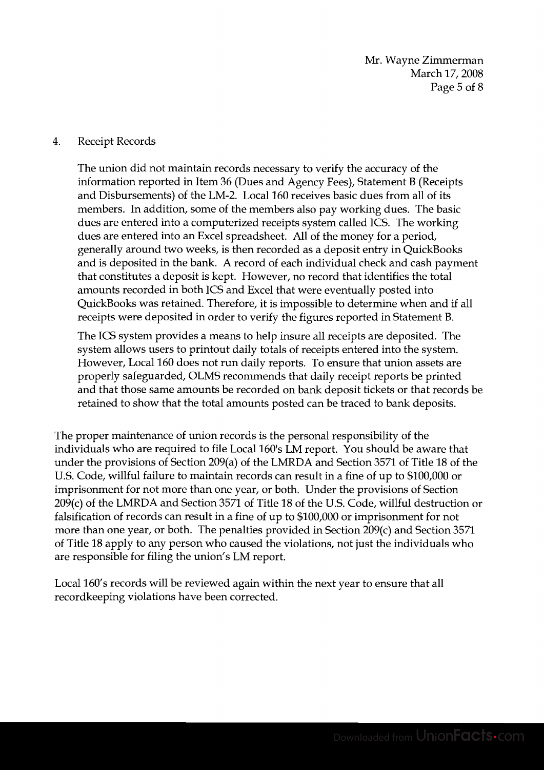4. Receipt Records

   The union did not maintain records necessary to verify the accuracy of the information reported in Item 36 (Dues and Agency Fees), Statement B (Receipts and Disbursements) of the LM-2. Local 160 receives basic dues from all of its members. In addition, some of the members also pay working dues. The basic dues are entered into a computerized receipts system called ICS. The working dues are entered into an Excel spreadsheet. All of the money for a period, generally around two weeks, is then recorded as a deposit entry in QuickBooks and is deposited in the bank. A record of each individual check and cash payment that constitutes a deposit is kept. However, no record that identifies the total amounts recorded in both ICS and Excel that were eventually posted into QuickBooks was retained. Therefore, it is impossible to determine when and if all receipts were deposited in order to verify the figures reported in Statement B.

   The ICS system provides a means to help insure all receipts are deposited. The system allows users to printout daily totals of receipts entered into the system. However, Local 160 does not run daily reports. To ensure that union assets are properly safeguarded, OLMS recommends that daily receipt reports be printed and that those same amounts be recorded on bank deposit tickets or that records be retained to show that the total amounts posted can be traced to bank deposits.

The proper maintenance of union records is the personal responsibility of the individuals who are required to file Local 160's LM report. You should be aware that under the provisions of Section 209(a) of the LMRDA and Section 3571 of Title 18 of the U.S. Code, willful failure to maintain records can result in a fine of up to $100,000 or imprisonment for not more than one year, or both. Under the provisions of Section 209(c) of the LMRDA and Section 3571 of Title 18 of the U.S. Code, willful destruction or falsification of records can result in a fine of up to $100,000 or imprisonment for not more than one year, or both. The penalties provided in Section 209(c) and Section 3571 of Title 18 apply to any person who caused the violations, not just the individuals who are responsible for filing the union's LM report.

Local 160's records will be reviewed again within the next year to ensure that all recordkeeping violations have been corrected.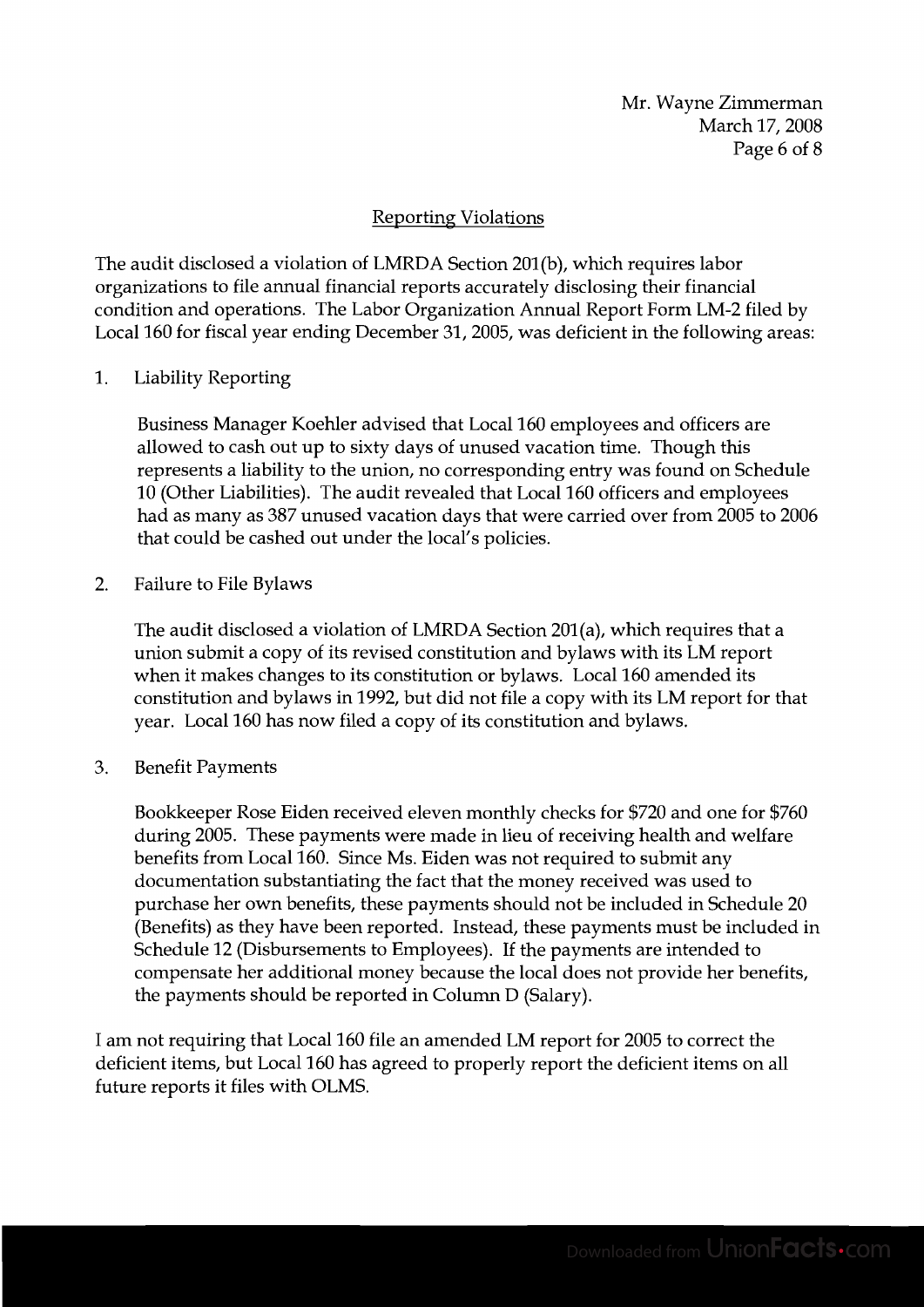## Reporting Violations

The audit disclosed a violation of LMRDA Section 201(b), which requires labor organizations to file annual financial reports accurately disclosing their financial condition and operations. The Labor Organization Annual Report Form LM-2 filed by Local 160 for fiscal year ending December 31, 2005, was deficient in the following areas:

1. Liability Reporting

   Business Manager Koehler advised that Local 160 employees and officers are allowed to cash out up to sixty days of unused vacation time. Though this represents a liability to the union, no corresponding entry was found on Schedule 10 (Other Liabilities). The audit revealed that Local 160 officers and employees had as many as 387 unused vacation days that were carried over from 2005 to 2006 that could be cashed out under the local's policies.

2. Failure to File Bylaws

   The audit disclosed a violation of LMRDA Section 201(a), which requires that a union submit a copy of its revised constitution and bylaws with its LM report when it makes changes to its constitution or bylaws. Local 160 amended its constitution and bylaws in 1992, but did not file a copy with its LM report for that year. Local 160 has now filed a copy of its constitution and bylaws.

3. Benefit Payments

   Bookkeeper Rose Eiden received eleven monthly checks for $720 and one for $760 during 2005. These payments were made in lieu of receiving health and welfare benefits from Local 160. Since Ms. Eiden was not required to submit any documentation substantiating the fact that the money received was used to purchase her own benefits, these payments should not be included in Schedule 20 (Benefits) as they have been reported. Instead, these payments must be included in Schedule 12 (Disbursements to Employees). If the payments are intended to compensate her additional money because the local does not provide her benefits, the payments should be reported in Column D (Salary).

I am not requiring that Local 160 file an amended LM report for 2005 to correct the deficient items, but Local 160 has agreed to properly report the deficient items on all future reports it files with OLMS.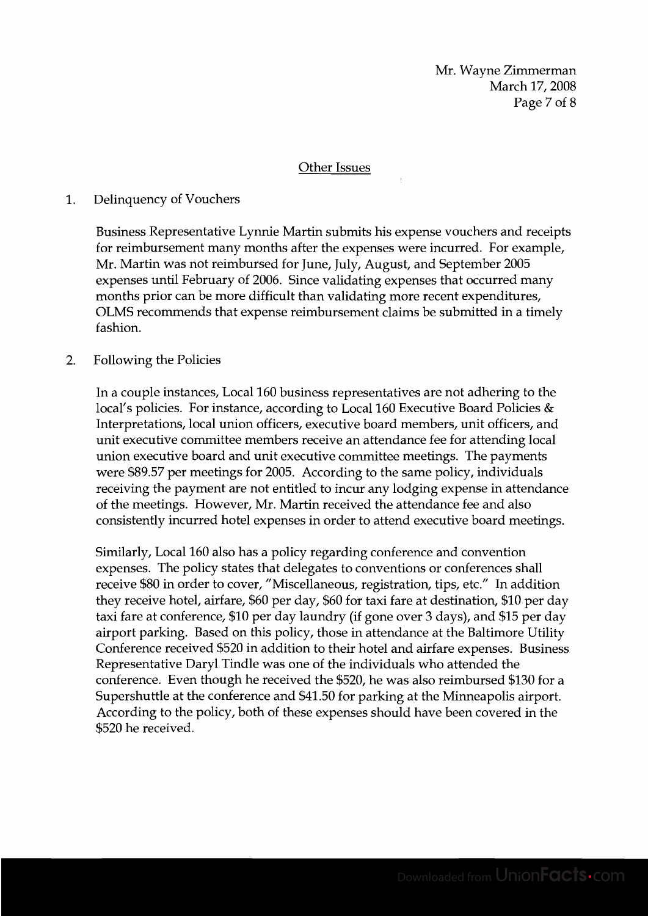## Other Issues

1. Delinquency of Vouchers

   Business Representative Lynnie Martin submits his expense vouchers and receipts for reimbursement many months after the expenses were incurred. For example, Mr. Martin was not reimbursed for June, July, August, and September 2005 expenses until February of 2006. Since validating expenses that occurred many months prior can be more difficult than validating more recent expenditures, OLMS recommends that expense reimbursement claims be submitted in a timely fashion.

2. Following the Policies

   In a couple instances, Local 160 business representatives are not adhering to the local's policies. For instance, according to Local 160 Executive Board Policies & Interpretations, local union officers, executive board members, unit officers, and unit executive committee members receive an attendance fee for attending local union executive board and unit executive committee meetings. The payments were $89.57 per meetings for 2005. According to the same policy, individuals receiving the payment are not entitled to incur any lodging expense in attendance of the meetings. However, Mr. Martin received the attendance fee and also consistently incurred hotel expenses in order to attend executive board meetings.

   Similarly, Local 160 also has a policy regarding conference and convention expenses. The policy states that delegates to conventions or conferences shall receive $80 in order to cover, "Miscellaneous, registration, tips, etc." In addition they receive hotel, airfare, $60 per day, $60 for taxi fare at destination, $10 per day taxi fare at conference, $10 per day laundry (if gone over 3 days), and $15 per day airport parking. Based on this policy, those in attendance at the Baltimore Utility Conference received $520 in addition to their hotel and airfare expenses. Business Representative Daryl Tindle was one of the individuals who attended the conference. Even though he received the $520, he was also reimbursed $130 for a Supershuttle at the conference and $41.50 for parking at the Minneapolis airport. According to the policy, both of these expenses should have been covered in the $520 he received.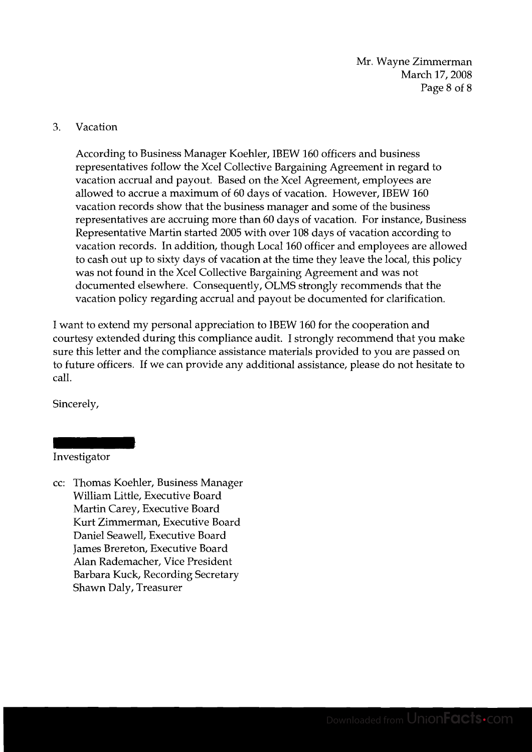3. Vacation

According to Business Manager Koehler, IBEW 160 officers and business representatives follow the Xcel Collective Bargaining Agreement in regard to vacation accrual and payout. Based on the Xcel Agreement, employees are allowed to accrue a maximum of 60 days of vacation. However, IBEW 160 vacation records show that the business manager and some of the business representatives are accruing more than 60 days of vacation. For instance, Business Representative Martin started 2005 with over 108 days of vacation according to vacation records. In addition, though Local 160 officer and employees are allowed to cash out up to sixty days of vacation at the time they leave the local, this policy was not found in the Xcel Collective Bargaining Agreement and was not documented elsewhere. Consequently, OLMS strongly recommends that the vacation policy regarding accrual and payout be documented for clarification.

I want to extend my personal appreciation to IBEW 160 for the cooperation and courtesy extended during this compliance audit. I strongly recommend that you make sure this letter and the compliance assistance materials provided to you are passed on to future officers. If we can provide any additional assistance, please do not hesitate to call.

Sincerely,

Investigator

cc: Thomas Koehler, Business Manager
William Little, Executive Board
Martin Carey, Executive Board
Kurt Zimmerman, Executive Board
Daniel Seawell, Executive Board
James Brereton, Executive Board
Alan Rademacher, Vice President
Barbara Kuck, Recording Secretary
Shawn Daly, Treasurer